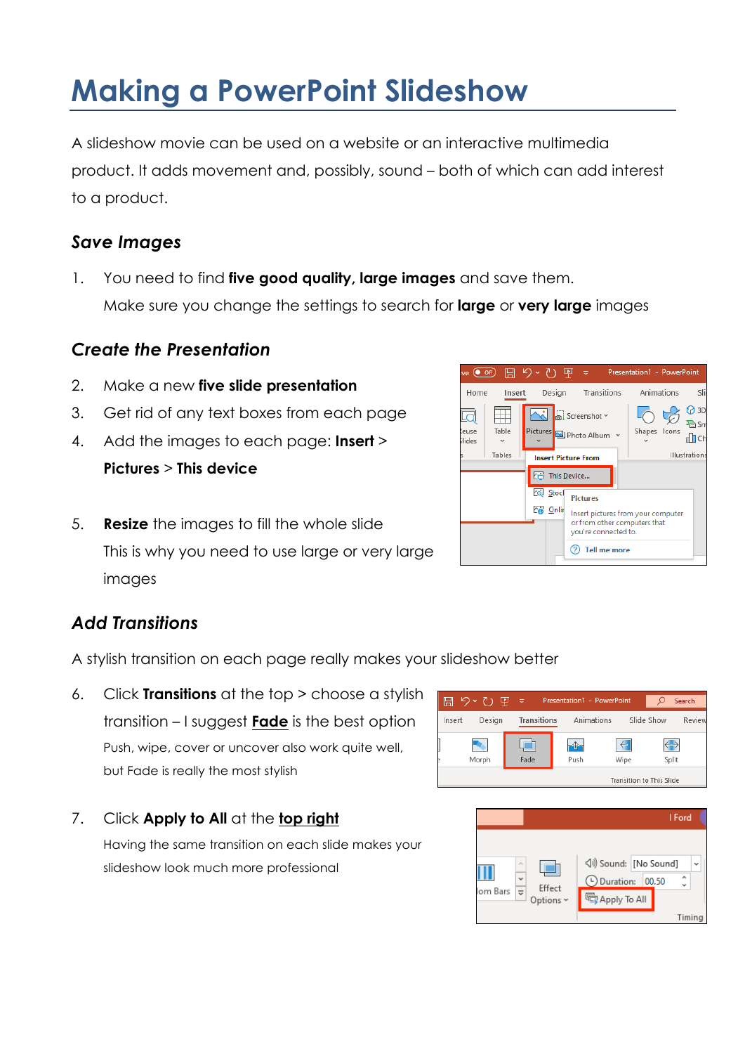# Making a PowerPoint Slideshow

A slideshow movie can be used on a website or an interactive multimedia product. It adds movement and, possibly, sound – both of which can add interest to a product.

### *Save Images*

1. You need to find **five good quality, large images** and save them. Make sure you change the settings to search for **large** or **very large** images

### *Create the Presentation*

2. Make a new **five slide presentation**
3. Get rid of any text boxes from each page
4. Add the images to each page: **Insert** > **Pictures** > **This device**
5. **Resize** the images to fill the whole slide
   This is why you need to use large or very large images

### *Add Transitions*

A stylish transition on each page really makes your slideshow better

6. Click **Transitions** at the top > choose a stylish transition – I suggest **<u>Fade</u>** is the best option
   Push, wipe, cover or uncover also work quite well, but Fade is really the most stylish
7. Click **Apply to All** at the **<u>top right</u>**
   Having the same transition on each slide makes your slideshow look much more professional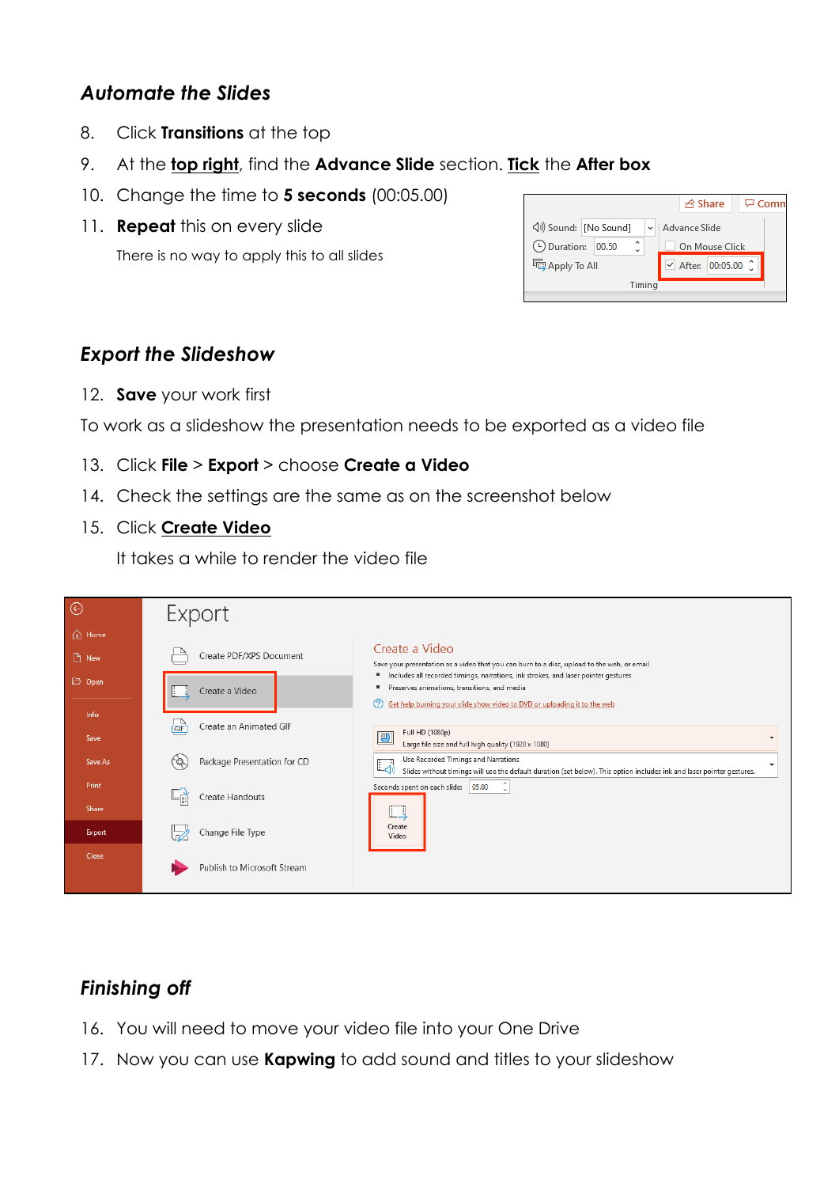### *Automate the Slides*

8. Click **Transitions** at the top
9. At the **top right**, find the **Advance Slide** section. **Tick** the **After box**
10. Change the time to **5 seconds** (00:05.00)
11. **Repeat** this on every slide

    There is no way to apply this to all slides

### *Export the Slideshow*

12. **Save** your work first

To work as a slideshow the presentation needs to be exported as a video file

13. Click **File** > **Export** > choose **Create a Video**
14. Check the settings are the same as on the screenshot below
15. Click **Create Video**

    It takes a while to render the video file

### *Finishing off*

16. You will need to move your video file into your One Drive
17. Now you can use **Kapwing** to add sound and titles to your slideshow